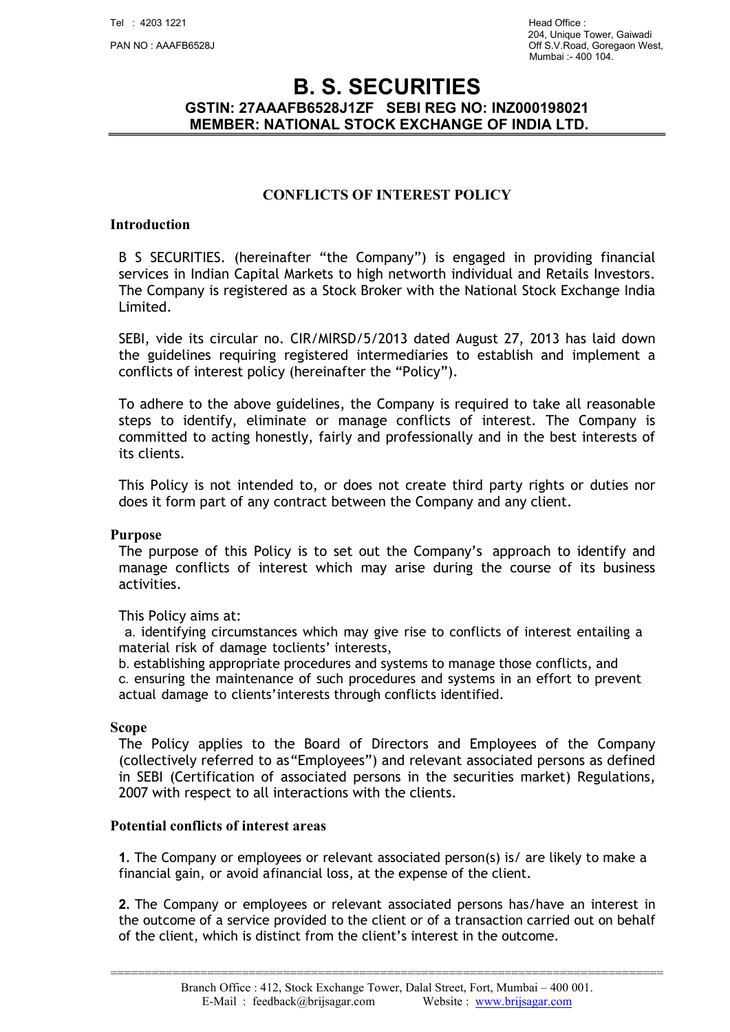Tel : 4203 1221

PAN NO : AAAFB6528J

Head Office :
204, Unique Tower, Gaiwadi
Off S.V.Road, Goregaon West,
Mumbai :- 400 104.

# B. S. SECURITIES

**GSTIN: 27AAAFB6528J1ZF SEBI REG NO: INZ000198021**
**MEMBER: NATIONAL STOCK EXCHANGE OF INDIA LTD.**

## CONFLICTS OF INTEREST POLICY

### Introduction

B S SECURITIES. (hereinafter "the Company") is engaged in providing financial services in Indian Capital Markets to high networth individual and Retails Investors. The Company is registered as a Stock Broker with the National Stock Exchange India Limited.

SEBI, vide its circular no. CIR/MIRSD/5/2013 dated August 27, 2013 has laid down the guidelines requiring registered intermediaries to establish and implement a conflicts of interest policy (hereinafter the "Policy").

To adhere to the above guidelines, the Company is required to take all reasonable steps to identify, eliminate or manage conflicts of interest. The Company is committed to acting honestly, fairly and professionally and in the best interests of its clients.

This Policy is not intended to, or does not create third party rights or duties nor does it form part of any contract between the Company and any client.

### Purpose

The purpose of this Policy is to set out the Company's approach to identify and manage conflicts of interest which may arise during the course of its business activities.

This Policy aims at:

a. identifying circumstances which may give rise to conflicts of interest entailing a material risk of damage toclients' interests,
b. establishing appropriate procedures and systems to manage those conflicts, and
c. ensuring the maintenance of such procedures and systems in an effort to prevent actual damage to clients'interests through conflicts identified.

### Scope

The Policy applies to the Board of Directors and Employees of the Company (collectively referred to as"Employees") and relevant associated persons as defined in SEBI (Certification of associated persons in the securities market) Regulations, 2007 with respect to all interactions with the clients.

### Potential conflicts of interest areas

**1.** The Company or employees or relevant associated person(s) is/ are likely to make a financial gain, or avoid afinancial loss, at the expense of the client.

**2.** The Company or employees or relevant associated persons has/have an interest in the outcome of a service provided to the client or of a transaction carried out on behalf of the client, which is distinct from the client's interest in the outcome.

Branch Office : 412, Stock Exchange Tower, Dalal Street, Fort, Mumbai – 400 001.
E-Mail : feedback@brijsagar.com Website : www.brijsagar.com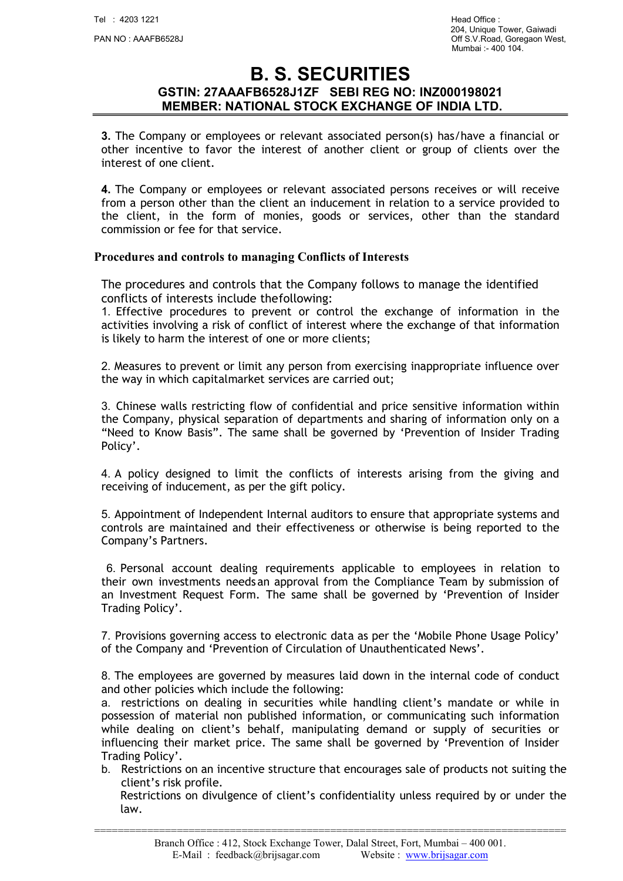**3.** The Company or employees or relevant associated person(s) has/have a financial or other incentive to favor the interest of another client or group of clients over the interest of one client.

**4.** The Company or employees or relevant associated persons receives or will receive from a person other than the client an inducement in relation to a service provided to the client, in the form of monies, goods or services, other than the standard commission or fee for that service.

## Procedures and controls to managing Conflicts of Interests

The procedures and controls that the Company follows to manage the identified conflicts of interests include thefollowing:

1. Effective procedures to prevent or control the exchange of information in the activities involving a risk of conflict of interest where the exchange of that information is likely to harm the interest of one or more clients;

2. Measures to prevent or limit any person from exercising inappropriate influence over the way in which capitalmarket services are carried out;

3. Chinese walls restricting flow of confidential and price sensitive information within the Company, physical separation of departments and sharing of information only on a "Need to Know Basis". The same shall be governed by 'Prevention of Insider Trading Policy'.

4. A policy designed to limit the conflicts of interests arising from the giving and receiving of inducement, as per the gift policy.

5. Appointment of Independent Internal auditors to ensure that appropriate systems and controls are maintained and their effectiveness or otherwise is being reported to the Company's Partners.

6. Personal account dealing requirements applicable to employees in relation to their own investments needsan approval from the Compliance Team by submission of an Investment Request Form. The same shall be governed by 'Prevention of Insider Trading Policy'.

7. Provisions governing access to electronic data as per the 'Mobile Phone Usage Policy' of the Company and 'Prevention of Circulation of Unauthenticated News'.

8. The employees are governed by measures laid down in the internal code of conduct and other policies which include the following:

   a. restrictions on dealing in securities while handling client's mandate or while in possession of material non published information, or communicating such information while dealing on client's behalf, manipulating demand or supply of securities or influencing their market price. The same shall be governed by 'Prevention of Insider Trading Policy'.

   b. Restrictions on an incentive structure that encourages sale of products not suiting the client's risk profile.
   Restrictions on divulgence of client's confidentiality unless required by or under the law.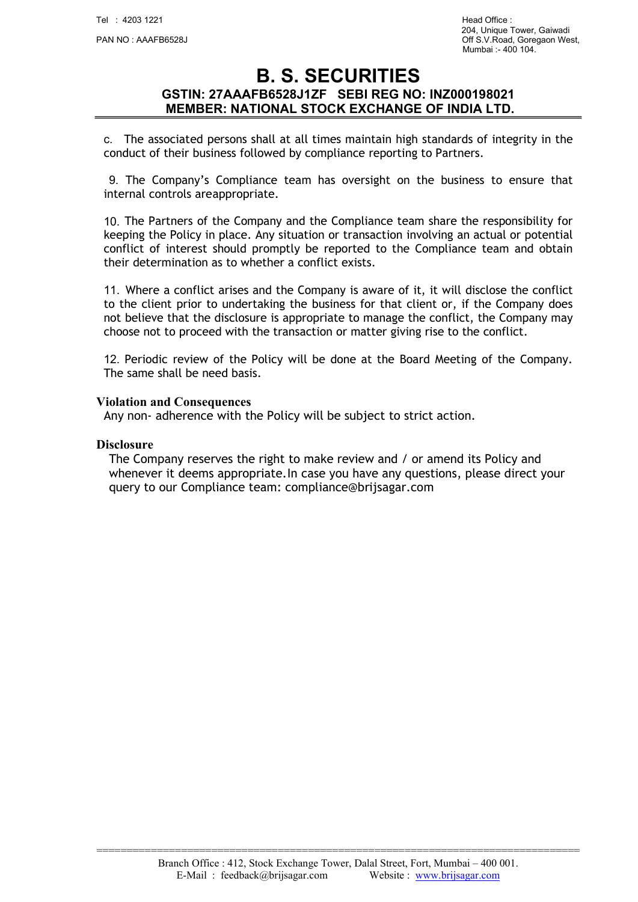c. The associated persons shall at all times maintain high standards of integrity in the conduct of their business followed by compliance reporting to Partners.

9. The Company's Compliance team has oversight on the business to ensure that internal controls areappropriate.

10. The Partners of the Company and the Compliance team share the responsibility for keeping the Policy in place. Any situation or transaction involving an actual or potential conflict of interest should promptly be reported to the Compliance team and obtain their determination as to whether a conflict exists.

11. Where a conflict arises and the Company is aware of it, it will disclose the conflict to the client prior to undertaking the business for that client or, if the Company does not believe that the disclosure is appropriate to manage the conflict, the Company may choose not to proceed with the transaction or matter giving rise to the conflict.

12. Periodic review of the Policy will be done at the Board Meeting of the Company. The same shall be need basis.

**Violation and Consequences**

Any non- adherence with the Policy will be subject to strict action.

**Disclosure**

The Company reserves the right to make review and / or amend its Policy and whenever it deems appropriate.In case you have any questions, please direct your query to our Compliance team: compliance@brijsagar.com